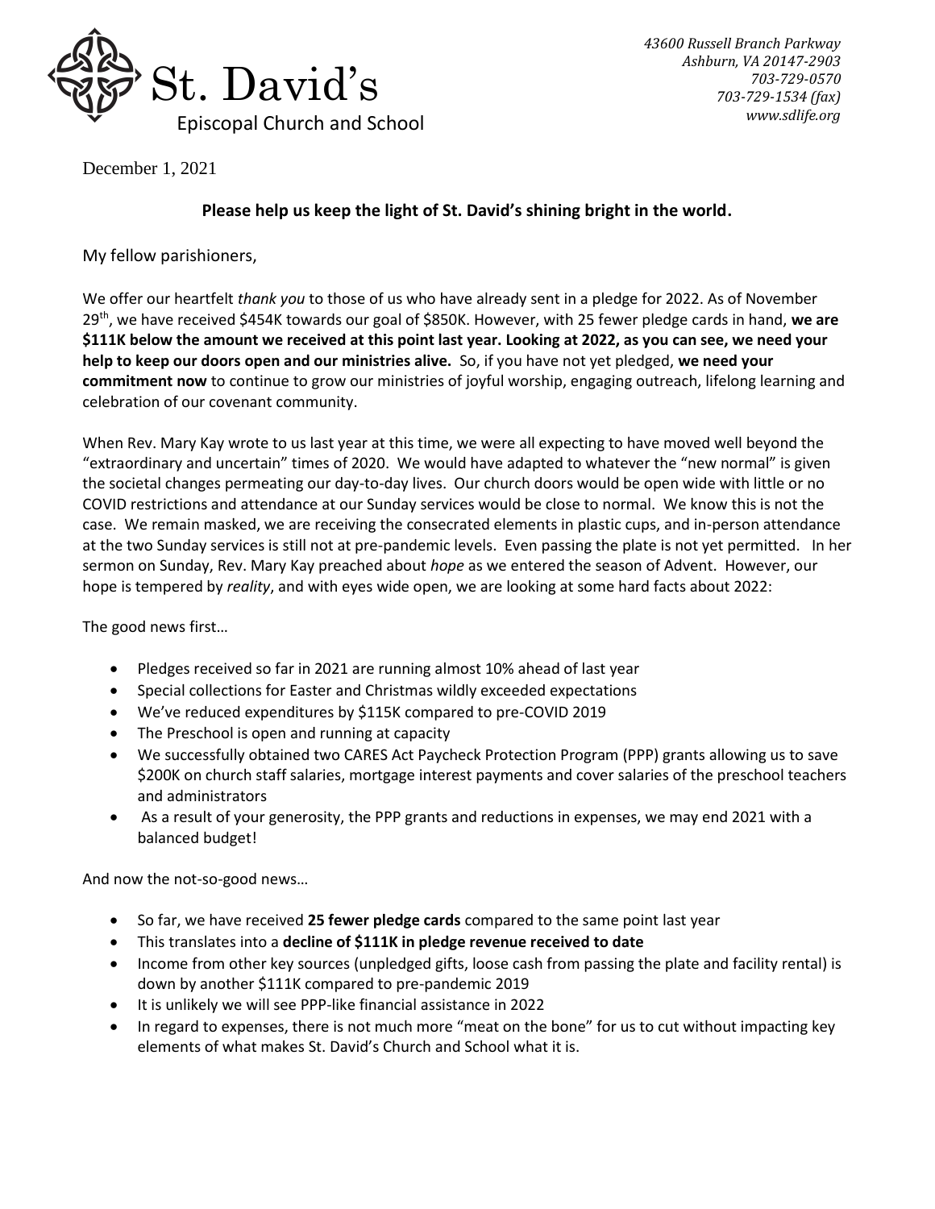St. David's

Episcopal Church and School

*43600 Russell Branch Parkway*
*Ashburn, VA 20147-2903*
*703-729-0570*
*703-729-1534 (fax)*
*www.sdlife.org*

December 1, 2021

**Please help us keep the light of St. David's shining bright in the world.**

My fellow parishioners,

We offer our heartfelt *thank you* to those of us who have already sent in a pledge for 2022. As of November 29th, we have received \$454K towards our goal of \$850K. However, with 25 fewer pledge cards in hand, **we are \$111K below the amount we received at this point last year. Looking at 2022, as you can see, we need your help to keep our doors open and our ministries alive.** So, if you have not yet pledged, **we need your commitment now** to continue to grow our ministries of joyful worship, engaging outreach, lifelong learning and celebration of our covenant community.

When Rev. Mary Kay wrote to us last year at this time, we were all expecting to have moved well beyond the "extraordinary and uncertain" times of 2020. We would have adapted to whatever the "new normal" is given the societal changes permeating our day-to-day lives. Our church doors would be open wide with little or no COVID restrictions and attendance at our Sunday services would be close to normal. We know this is not the case. We remain masked, we are receiving the consecrated elements in plastic cups, and in-person attendance at the two Sunday services is still not at pre-pandemic levels. Even passing the plate is not yet permitted. In her sermon on Sunday, Rev. Mary Kay preached about *hope* as we entered the season of Advent. However, our hope is tempered by *reality*, and with eyes wide open, we are looking at some hard facts about 2022:

The good news first…

- Pledges received so far in 2021 are running almost 10% ahead of last year
- Special collections for Easter and Christmas wildly exceeded expectations
- We've reduced expenditures by \$115K compared to pre-COVID 2019
- The Preschool is open and running at capacity
- We successfully obtained two CARES Act Paycheck Protection Program (PPP) grants allowing us to save \$200K on church staff salaries, mortgage interest payments and cover salaries of the preschool teachers and administrators
- As a result of your generosity, the PPP grants and reductions in expenses, we may end 2021 with a balanced budget!

And now the not-so-good news…

- So far, we have received **25 fewer pledge cards** compared to the same point last year
- This translates into a **decline of \$111K in pledge revenue received to date**
- Income from other key sources (unpledged gifts, loose cash from passing the plate and facility rental) is down by another \$111K compared to pre-pandemic 2019
- It is unlikely we will see PPP-like financial assistance in 2022
- In regard to expenses, there is not much more "meat on the bone" for us to cut without impacting key elements of what makes St. David's Church and School what it is.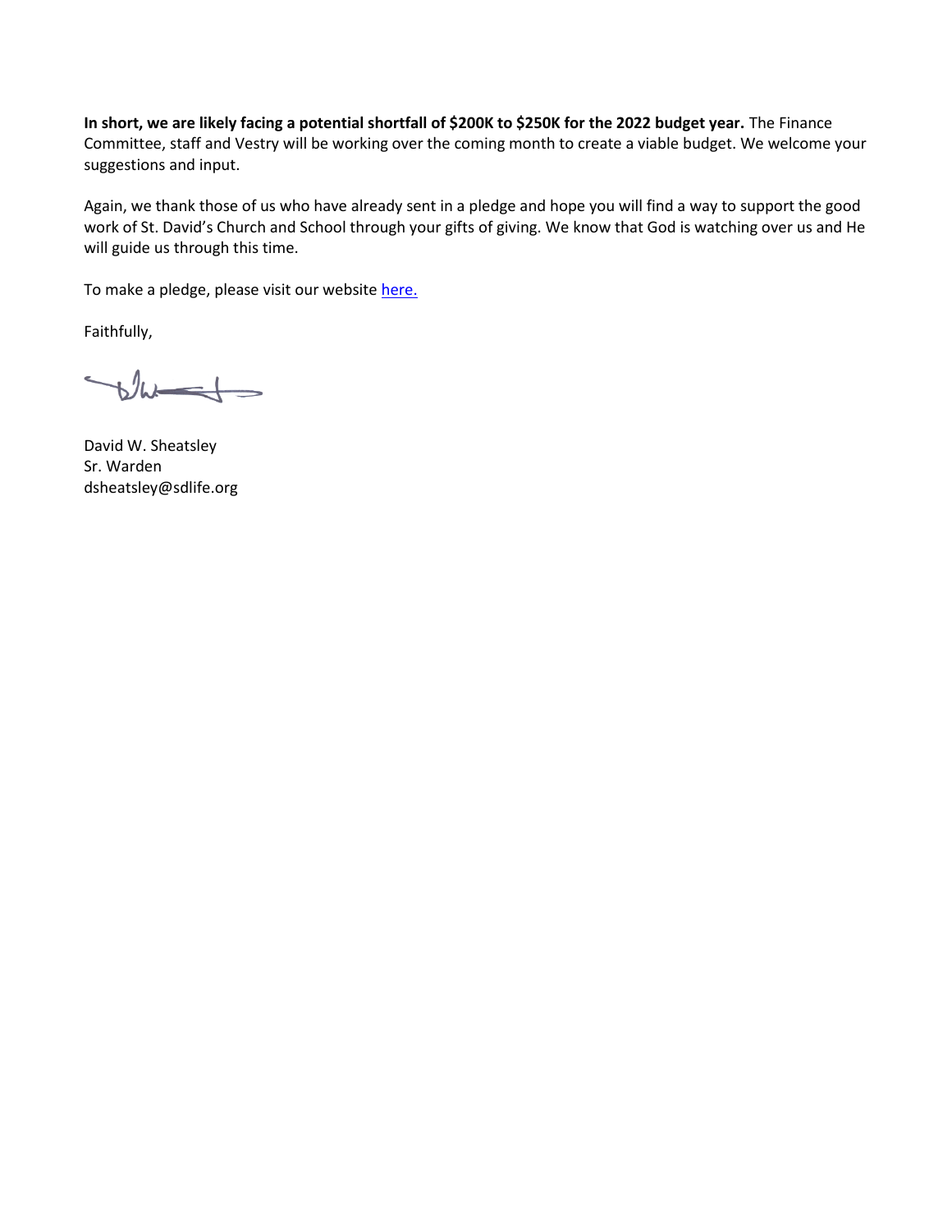**In short, we are likely facing a potential shortfall of $200K to $250K for the 2022 budget year.** The Finance Committee, staff and Vestry will be working over the coming month to create a viable budget. We welcome your suggestions and input.

Again, we thank those of us who have already sent in a pledge and hope you will find a way to support the good work of St. David's Church and School through your gifts of giving. We know that God is watching over us and He will guide us through this time.

To make a pledge, please visit our website here.

Faithfully,

David W. Sheatsley
Sr. Warden
dsheatsley@sdlife.org